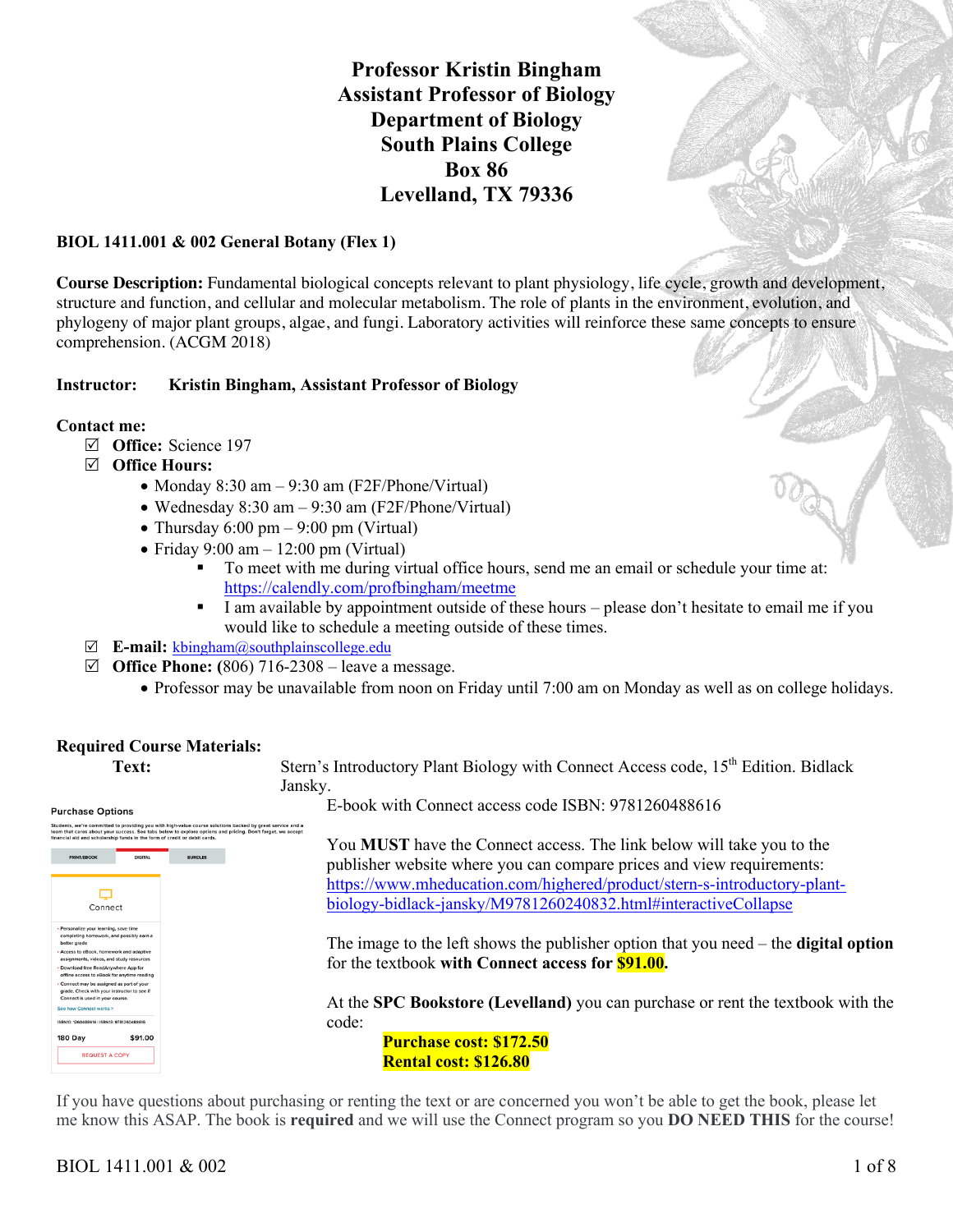# Professor Kristin Bingham
## Assistant Professor of Biology
## Department of Biology
## South Plains College
## Box 86
## Levelland, TX 79336

**BIOL 1411.001 & 002 General Botany (Flex 1)**

**Course Description:** Fundamental biological concepts relevant to plant physiology, life cycle, growth and development, structure and function, and cellular and molecular metabolism. The role of plants in the environment, evolution, and phylogeny of major plant groups, algae, and fungi. Laboratory activities will reinforce these same concepts to ensure comprehension. (ACGM 2018)

**Instructor:** **Kristin Bingham, Assistant Professor of Biology**

**Contact me:**

- ☑ **Office:** Science 197
- ☑ **Office Hours:**
  - Monday 8:30 am – 9:30 am (F2F/Phone/Virtual)
  - Wednesday 8:30 am – 9:30 am (F2F/Phone/Virtual)
  - Thursday 6:00 pm – 9:00 pm (Virtual)
  - Friday 9:00 am – 12:00 pm (Virtual)
    - To meet with me during virtual office hours, send me an email or schedule your time at: https://calendly.com/profbingham/meetme
    - I am available by appointment outside of these hours – please don't hesitate to email me if you would like to schedule a meeting outside of these times.
- ☑ **E-mail:** kbingham@southplainscollege.edu
- ☑ **Office Phone:** (806) 716-2308 – leave a message.
  - Professor may be unavailable from noon on Friday until 7:00 am on Monday as well as on college holidays.

**Required Course Materials:**

**Text:** Stern's Introductory Plant Biology with Connect Access code, 15th Edition. Bidlack Jansky.

E-book with Connect access code ISBN: 9781260488616

You **MUST** have the Connect access. The link below will take you to the publisher website where you can compare prices and view requirements: https://www.mheducation.com/highered/product/stern-s-introductory-plant-biology-bidlack-jansky/M9781260240832.html#interactiveCollapse

The image to the left shows the publisher option that you need – the **digital option** for the textbook **with Connect access for $91.00.**

At the **SPC Bookstore (Levelland)** you can purchase or rent the textbook with the code:

**Purchase cost: $172.50**
**Rental cost: $126.80**

If you have questions about purchasing or renting the text or are concerned you won't be able to get the book, please let me know this ASAP. The book is **required** and we will use the Connect program so you **DO NEED THIS** for the course!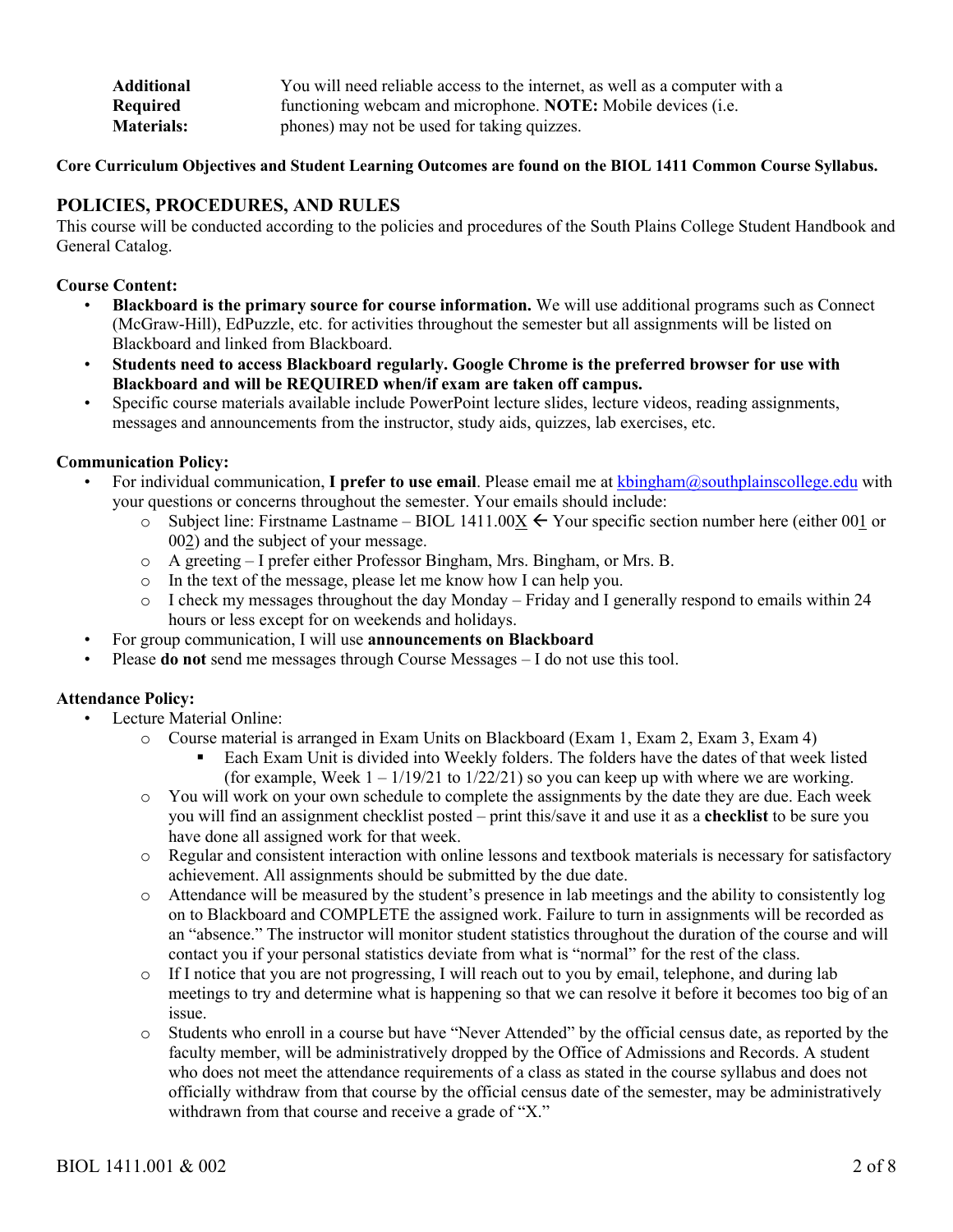| | |
|---|---|
| **Additional Required Materials:** | You will need reliable access to the internet, as well as a computer with a functioning webcam and microphone. **NOTE:** Mobile devices (i.e. phones) may not be used for taking quizzes. |

**Core Curriculum Objectives and Student Learning Outcomes are found on the BIOL 1411 Common Course Syllabus.**

## POLICIES, PROCEDURES, AND RULES

This course will be conducted according to the policies and procedures of the South Plains College Student Handbook and General Catalog.

**Course Content:**

- **Blackboard is the primary source for course information.** We will use additional programs such as Connect (McGraw-Hill), EdPuzzle, etc. for activities throughout the semester but all assignments will be listed on Blackboard and linked from Blackboard.
- **Students need to access Blackboard regularly. Google Chrome is the preferred browser for use with Blackboard and will be REQUIRED when/if exam are taken off campus.**
- Specific course materials available include PowerPoint lecture slides, lecture videos, reading assignments, messages and announcements from the instructor, study aids, quizzes, lab exercises, etc.

**Communication Policy:**

- For individual communication, **I prefer to use email**. Please email me at kbingham@southplainscollege.edu with your questions or concerns throughout the semester. Your emails should include:
  - Subject line: Firstname Lastname – BIOL 1411.00X ← Your specific section number here (either 001 or 002) and the subject of your message.
  - A greeting – I prefer either Professor Bingham, Mrs. Bingham, or Mrs. B.
  - In the text of the message, please let me know how I can help you.
  - I check my messages throughout the day Monday – Friday and I generally respond to emails within 24 hours or less except for on weekends and holidays.
- For group communication, I will use **announcements on Blackboard**
- Please **do not** send me messages through Course Messages – I do not use this tool.

**Attendance Policy:**

- Lecture Material Online:
  - Course material is arranged in Exam Units on Blackboard (Exam 1, Exam 2, Exam 3, Exam 4)
    - Each Exam Unit is divided into Weekly folders. The folders have the dates of that week listed (for example, Week 1 – 1/19/21 to 1/22/21) so you can keep up with where we are working.
  - You will work on your own schedule to complete the assignments by the date they are due. Each week you will find an assignment checklist posted – print this/save it and use it as a **checklist** to be sure you have done all assigned work for that week.
  - Regular and consistent interaction with online lessons and textbook materials is necessary for satisfactory achievement. All assignments should be submitted by the due date.
  - Attendance will be measured by the student's presence in lab meetings and the ability to consistently log on to Blackboard and COMPLETE the assigned work. Failure to turn in assignments will be recorded as an "absence." The instructor will monitor student statistics throughout the duration of the course and will contact you if your personal statistics deviate from what is "normal" for the rest of the class.
  - If I notice that you are not progressing, I will reach out to you by email, telephone, and during lab meetings to try and determine what is happening so that we can resolve it before it becomes too big of an issue.
  - Students who enroll in a course but have "Never Attended" by the official census date, as reported by the faculty member, will be administratively dropped by the Office of Admissions and Records. A student who does not meet the attendance requirements of a class as stated in the course syllabus and does not officially withdraw from that course by the official census date of the semester, may be administratively withdrawn from that course and receive a grade of "X."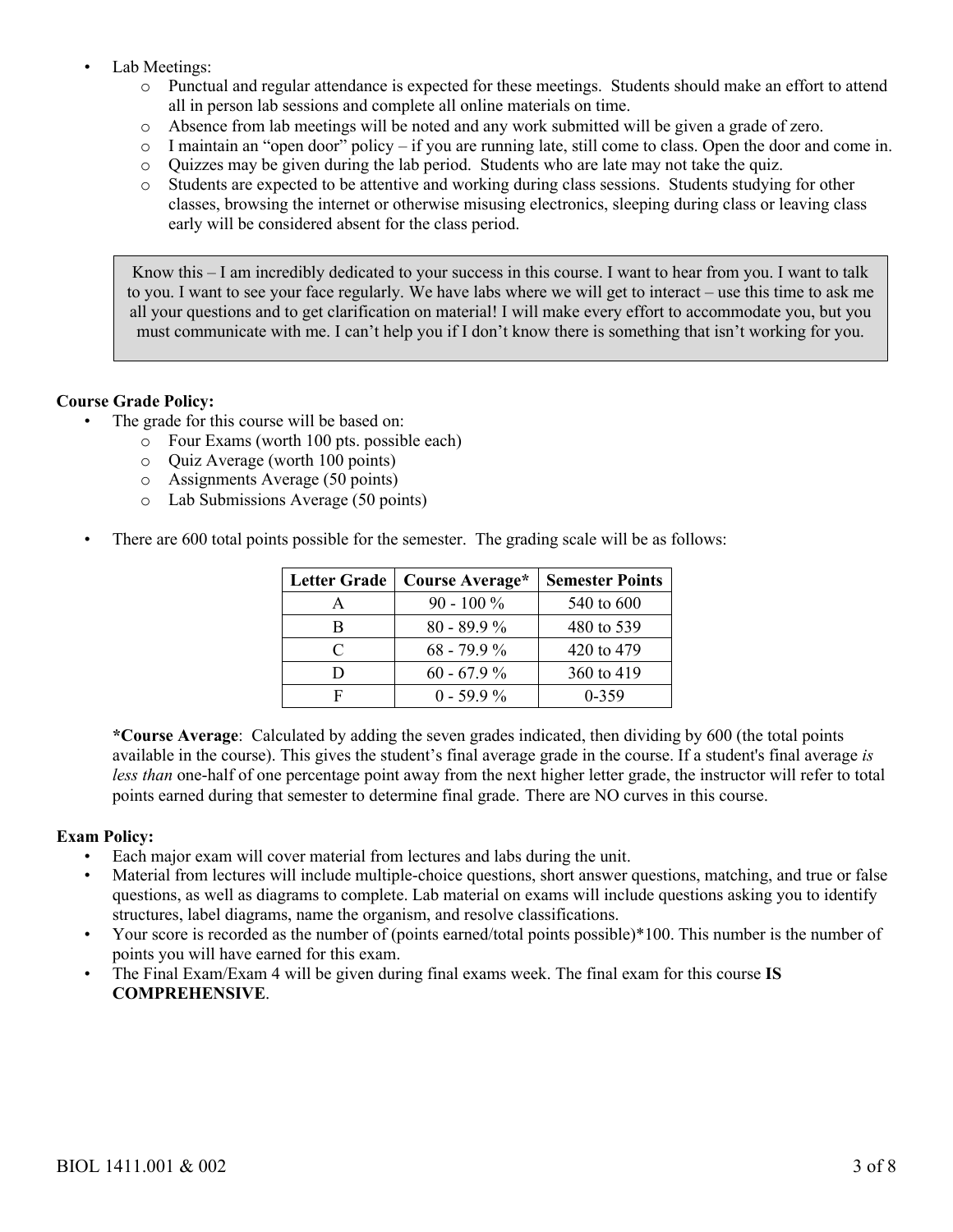- Lab Meetings:
    - Punctual and regular attendance is expected for these meetings. Students should make an effort to attend all in person lab sessions and complete all online materials on time.
    - Absence from lab meetings will be noted and any work submitted will be given a grade of zero.
    - I maintain an "open door" policy – if you are running late, still come to class. Open the door and come in.
    - Quizzes may be given during the lab period. Students who are late may not take the quiz.
    - Students are expected to be attentive and working during class sessions. Students studying for other classes, browsing the internet or otherwise misusing electronics, sleeping during class or leaving class early will be considered absent for the class period.

> Know this – I am incredibly dedicated to your success in this course. I want to hear from you. I want to talk to you. I want to see your face regularly. We have labs where we will get to interact – use this time to ask me all your questions and to get clarification on material! I will make every effort to accommodate you, but you must communicate with me. I can't help you if I don't know there is something that isn't working for you.

**Course Grade Policy:**

- The grade for this course will be based on:
    - Four Exams (worth 100 pts. possible each)
    - Quiz Average (worth 100 points)
    - Assignments Average (50 points)
    - Lab Submissions Average (50 points)

- There are 600 total points possible for the semester. The grading scale will be as follows:

| Letter Grade | Course Average* | Semester Points |
|---|---|---|
| A | 90 - 100 % | 540 to 600 |
| B | 80 - 89.9 % | 480 to 539 |
| C | 68 - 79.9 % | 420 to 479 |
| D | 60 - 67.9 % | 360 to 419 |
| F | 0 - 59.9 % | 0-359 |

**\*Course Average**: Calculated by adding the seven grades indicated, then dividing by 600 (the total points available in the course). This gives the student's final average grade in the course. If a student's final average *is less than* one-half of one percentage point away from the next higher letter grade, the instructor will refer to total points earned during that semester to determine final grade. There are NO curves in this course.

**Exam Policy:**

- Each major exam will cover material from lectures and labs during the unit.
- Material from lectures will include multiple-choice questions, short answer questions, matching, and true or false questions, as well as diagrams to complete. Lab material on exams will include questions asking you to identify structures, label diagrams, name the organism, and resolve classifications.
- Your score is recorded as the number of (points earned/total points possible)*100. This number is the number of points you will have earned for this exam.
- The Final Exam/Exam 4 will be given during final exams week. The final exam for this course **IS COMPREHENSIVE**.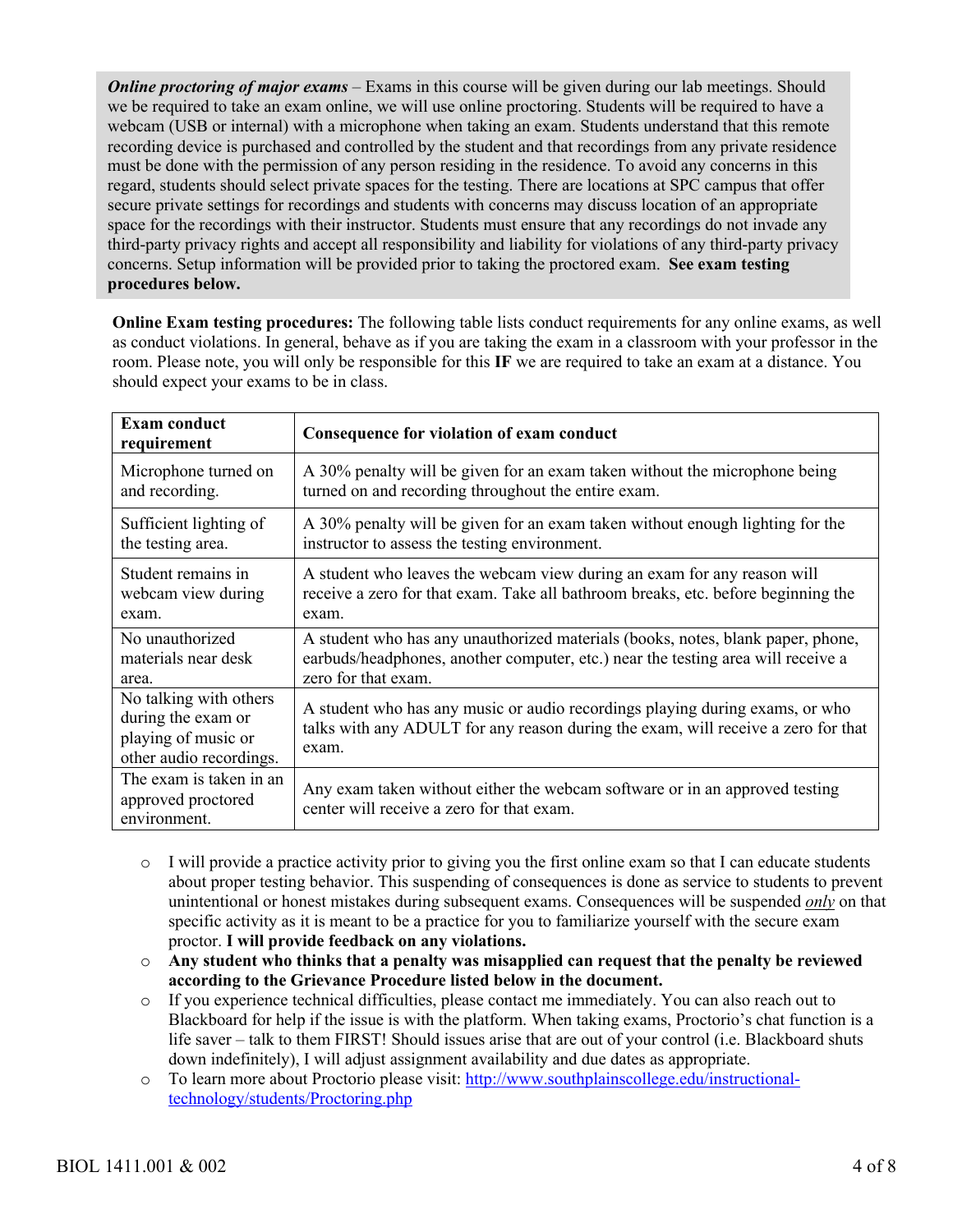***Online proctoring of major exams*** – Exams in this course will be given during our lab meetings. Should we be required to take an exam online, we will use online proctoring. Students will be required to have a webcam (USB or internal) with a microphone when taking an exam. Students understand that this remote recording device is purchased and controlled by the student and that recordings from any private residence must be done with the permission of any person residing in the residence. To avoid any concerns in this regard, students should select private spaces for the testing. There are locations at SPC campus that offer secure private settings for recordings and students with concerns may discuss location of an appropriate space for the recordings with their instructor. Students must ensure that any recordings do not invade any third-party privacy rights and accept all responsibility and liability for violations of any third-party privacy concerns. Setup information will be provided prior to taking the proctored exam. **See exam testing procedures below.**

**Online Exam testing procedures:** The following table lists conduct requirements for any online exams, as well as conduct violations. In general, behave as if you are taking the exam in a classroom with your professor in the room. Please note, you will only be responsible for this **IF** we are required to take an exam at a distance. You should expect your exams to be in class.

| Exam conduct requirement | Consequence for violation of exam conduct |
|---|---|
| Microphone turned on and recording. | A 30% penalty will be given for an exam taken without the microphone being turned on and recording throughout the entire exam. |
| Sufficient lighting of the testing area. | A 30% penalty will be given for an exam taken without enough lighting for the instructor to assess the testing environment. |
| Student remains in webcam view during exam. | A student who leaves the webcam view during an exam for any reason will receive a zero for that exam. Take all bathroom breaks, etc. before beginning the exam. |
| No unauthorized materials near desk area. | A student who has any unauthorized materials (books, notes, blank paper, phone, earbuds/headphones, another computer, etc.) near the testing area will receive a zero for that exam. |
| No talking with others during the exam or playing of music or other audio recordings. | A student who has any music or audio recordings playing during exams, or who talks with any ADULT for any reason during the exam, will receive a zero for that exam. |
| The exam is taken in an approved proctored environment. | Any exam taken without either the webcam software or in an approved testing center will receive a zero for that exam. |

- I will provide a practice activity prior to giving you the first online exam so that I can educate students about proper testing behavior. This suspending of consequences is done as service to students to prevent unintentional or honest mistakes during subsequent exams. Consequences will be suspended ***only*** on that specific activity as it is meant to be a practice for you to familiarize yourself with the secure exam proctor. **I will provide feedback on any violations.**
- **Any student who thinks that a penalty was misapplied can request that the penalty be reviewed according to the Grievance Procedure listed below in the document.**
- If you experience technical difficulties, please contact me immediately. You can also reach out to Blackboard for help if the issue is with the platform. When taking exams, Proctorio's chat function is a life saver – talk to them FIRST! Should issues arise that are out of your control (i.e. Blackboard shuts down indefinitely), I will adjust assignment availability and due dates as appropriate.
- To learn more about Proctorio please visit: [http://www.southplainscollege.edu/instructional-technology/students/Proctoring.php](http://www.southplainscollege.edu/instructional-technology/students/Proctoring.php)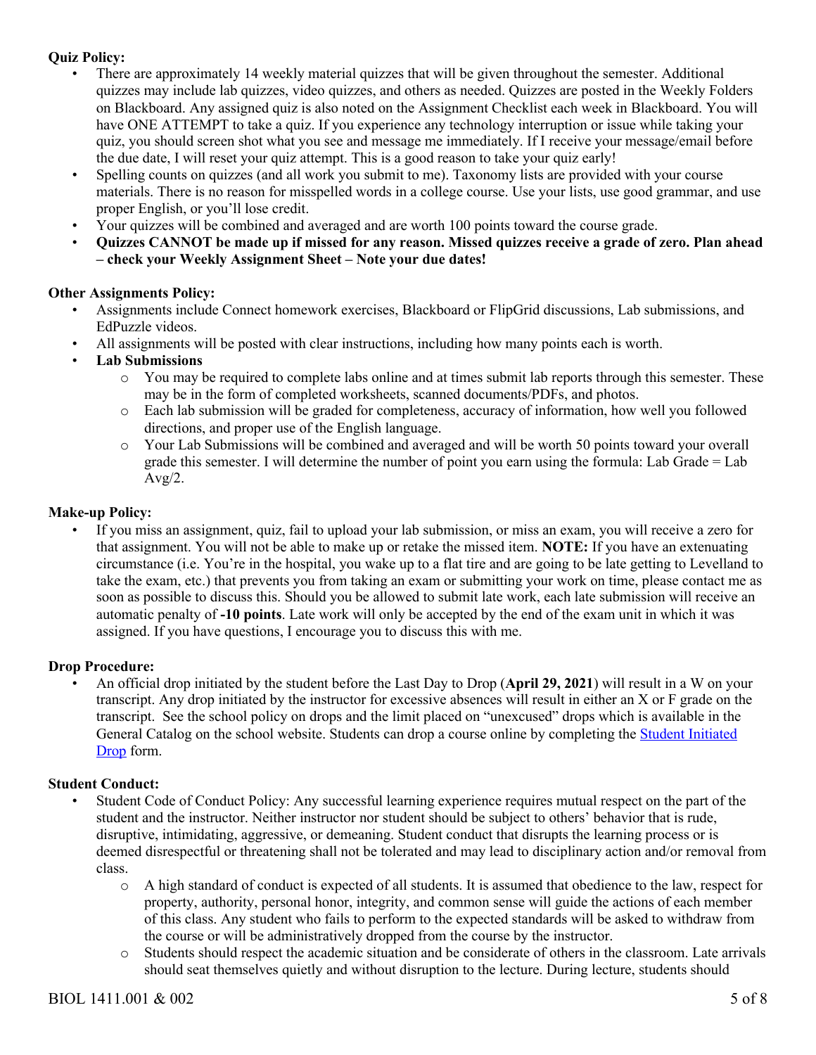**Quiz Policy:**

- There are approximately 14 weekly material quizzes that will be given throughout the semester. Additional quizzes may include lab quizzes, video quizzes, and others as needed. Quizzes are posted in the Weekly Folders on Blackboard. Any assigned quiz is also noted on the Assignment Checklist each week in Blackboard. You will have ONE ATTEMPT to take a quiz. If you experience any technology interruption or issue while taking your quiz, you should screen shot what you see and message me immediately. If I receive your message/email before the due date, I will reset your quiz attempt. This is a good reason to take your quiz early!
- Spelling counts on quizzes (and all work you submit to me). Taxonomy lists are provided with your course materials. There is no reason for misspelled words in a college course. Use your lists, use good grammar, and use proper English, or you'll lose credit.
- Your quizzes will be combined and averaged and are worth 100 points toward the course grade.
- **Quizzes CANNOT be made up if missed for any reason. Missed quizzes receive a grade of zero. Plan ahead – check your Weekly Assignment Sheet – Note your due dates!**

**Other Assignments Policy:**

- Assignments include Connect homework exercises, Blackboard or FlipGrid discussions, Lab submissions, and EdPuzzle videos.
- All assignments will be posted with clear instructions, including how many points each is worth.
- **Lab Submissions**
  - You may be required to complete labs online and at times submit lab reports through this semester. These may be in the form of completed worksheets, scanned documents/PDFs, and photos.
  - Each lab submission will be graded for completeness, accuracy of information, how well you followed directions, and proper use of the English language.
  - Your Lab Submissions will be combined and averaged and will be worth 50 points toward your overall grade this semester. I will determine the number of point you earn using the formula: Lab Grade = Lab Avg/2.

**Make-up Policy:**

- If you miss an assignment, quiz, fail to upload your lab submission, or miss an exam, you will receive a zero for that assignment. You will not be able to make up or retake the missed item. **NOTE:** If you have an extenuating circumstance (i.e. You're in the hospital, you wake up to a flat tire and are going to be late getting to Levelland to take the exam, etc.) that prevents you from taking an exam or submitting your work on time, please contact me as soon as possible to discuss this. Should you be allowed to submit late work, each late submission will receive an automatic penalty of **-10 points**. Late work will only be accepted by the end of the exam unit in which it was assigned. If you have questions, I encourage you to discuss this with me.

**Drop Procedure:**

- An official drop initiated by the student before the Last Day to Drop (**April 29, 2021**) will result in a W on your transcript. Any drop initiated by the instructor for excessive absences will result in either an X or F grade on the transcript. See the school policy on drops and the limit placed on "unexcused" drops which is available in the General Catalog on the school website. Students can drop a course online by completing the Student Initiated Drop form.

**Student Conduct:**

- Student Code of Conduct Policy: Any successful learning experience requires mutual respect on the part of the student and the instructor. Neither instructor nor student should be subject to others' behavior that is rude, disruptive, intimidating, aggressive, or demeaning. Student conduct that disrupts the learning process or is deemed disrespectful or threatening shall not be tolerated and may lead to disciplinary action and/or removal from class.
  - A high standard of conduct is expected of all students. It is assumed that obedience to the law, respect for property, authority, personal honor, integrity, and common sense will guide the actions of each member of this class. Any student who fails to perform to the expected standards will be asked to withdraw from the course or will be administratively dropped from the course by the instructor.
  - Students should respect the academic situation and be considerate of others in the classroom. Late arrivals should seat themselves quietly and without disruption to the lecture. During lecture, students should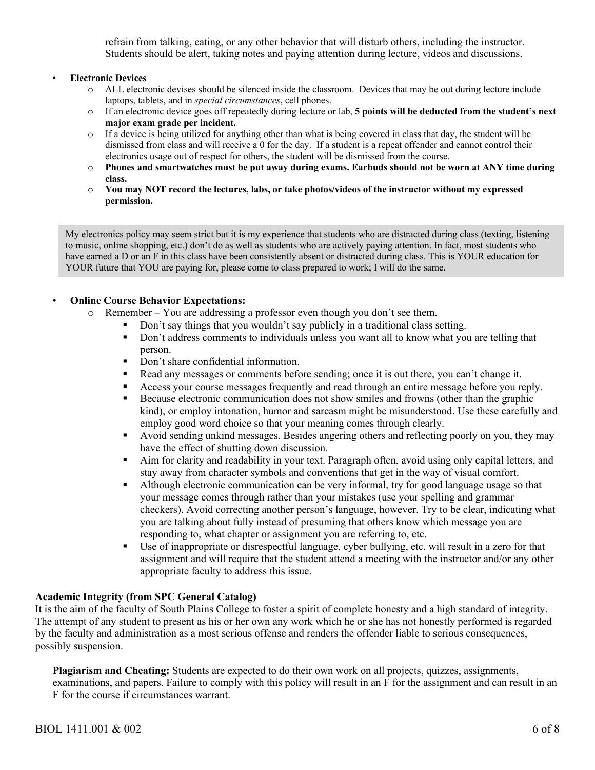refrain from talking, eating, or any other behavior that will disturb others, including the instructor. Students should be alert, taking notes and paying attention during lecture, videos and discussions.

- **Electronic Devices**
  - ALL electronic devises should be silenced inside the classroom. Devices that may be out during lecture include laptops, tablets, and in *special circumstances*, cell phones.
  - If an electronic device goes off repeatedly during lecture or lab, **5 points will be deducted from the student's next major exam grade per incident.**
  - If a device is being utilized for anything other than what is being covered in class that day, the student will be dismissed from class and will receive a 0 for the day. If a student is a repeat offender and cannot control their electronics usage out of respect for others, the student will be dismissed from the course.
  - **Phones and smartwatches must be put away during exams. Earbuds should not be worn at ANY time during class.**
  - **You may NOT record the lectures, labs, or take photos/videos of the instructor without my expressed permission.**

> My electronics policy may seem strict but it is my experience that students who are distracted during class (texting, listening to music, online shopping, etc.) don't do as well as students who are actively paying attention. In fact, most students who have earned a D or an F in this class have been consistently absent or distracted during class. This is YOUR education for YOUR future that YOU are paying for, please come to class prepared to work; I will do the same.

- **Online Course Behavior Expectations:**
  - Remember – You are addressing a professor even though you don't see them.
    - Don't say things that you wouldn't say publicly in a traditional class setting.
    - Don't address comments to individuals unless you want all to know what you are telling that person.
    - Don't share confidential information.
    - Read any messages or comments before sending; once it is out there, you can't change it.
    - Access your course messages frequently and read through an entire message before you reply.
    - Because electronic communication does not show smiles and frowns (other than the graphic kind), or employ intonation, humor and sarcasm might be misunderstood. Use these carefully and employ good word choice so that your meaning comes through clearly.
    - Avoid sending unkind messages. Besides angering others and reflecting poorly on you, they may have the effect of shutting down discussion.
    - Aim for clarity and readability in your text. Paragraph often, avoid using only capital letters, and stay away from character symbols and conventions that get in the way of visual comfort.
    - Although electronic communication can be very informal, try for good language usage so that your message comes through rather than your mistakes (use your spelling and grammar checkers). Avoid correcting another person's language, however. Try to be clear, indicating what you are talking about fully instead of presuming that others know which message you are responding to, what chapter or assignment you are referring to, etc.
    - Use of inappropriate or disrespectful language, cyber bullying, etc. will result in a zero for that assignment and will require that the student attend a meeting with the instructor and/or any other appropriate faculty to address this issue.

**Academic Integrity (from SPC General Catalog)**

It is the aim of the faculty of South Plains College to foster a spirit of complete honesty and a high standard of integrity. The attempt of any student to present as his or her own any work which he or she has not honestly performed is regarded by the faculty and administration as a most serious offense and renders the offender liable to serious consequences, possibly suspension.

**Plagiarism and Cheating:** Students are expected to do their own work on all projects, quizzes, assignments, examinations, and papers. Failure to comply with this policy will result in an F for the assignment and can result in an F for the course if circumstances warrant.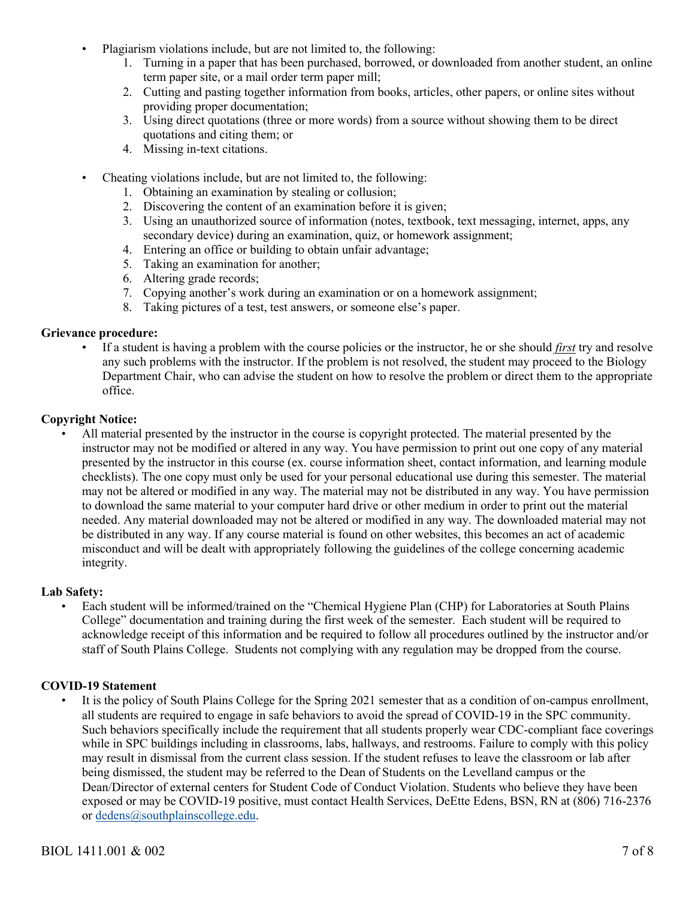- Plagiarism violations include, but are not limited to, the following:
    1. Turning in a paper that has been purchased, borrowed, or downloaded from another student, an online term paper site, or a mail order term paper mill;
    2. Cutting and pasting together information from books, articles, other papers, or online sites without providing proper documentation;
    3. Using direct quotations (three or more words) from a source without showing them to be direct quotations and citing them; or
    4. Missing in-text citations.

- Cheating violations include, but are not limited to, the following:
    1. Obtaining an examination by stealing or collusion;
    2. Discovering the content of an examination before it is given;
    3. Using an unauthorized source of information (notes, textbook, text messaging, internet, apps, any secondary device) during an examination, quiz, or homework assignment;
    4. Entering an office or building to obtain unfair advantage;
    5. Taking an examination for another;
    6. Altering grade records;
    7. Copying another's work during an examination or on a homework assignment;
    8. Taking pictures of a test, test answers, or someone else's paper.

**Grievance procedure:**

- If a student is having a problem with the course policies or the instructor, he or she should ***first*** try and resolve any such problems with the instructor. If the problem is not resolved, the student may proceed to the Biology Department Chair, who can advise the student on how to resolve the problem or direct them to the appropriate office.

**Copyright Notice:**

- All material presented by the instructor in the course is copyright protected. The material presented by the instructor may not be modified or altered in any way. You have permission to print out one copy of any material presented by the instructor in this course (ex. course information sheet, contact information, and learning module checklists). The one copy must only be used for your personal educational use during this semester. The material may not be altered or modified in any way. The material may not be distributed in any way. You have permission to download the same material to your computer hard drive or other medium in order to print out the material needed. Any material downloaded may not be altered or modified in any way. The downloaded material may not be distributed in any way. If any course material is found on other websites, this becomes an act of academic misconduct and will be dealt with appropriately following the guidelines of the college concerning academic integrity.

**Lab Safety:**

- Each student will be informed/trained on the "Chemical Hygiene Plan (CHP) for Laboratories at South Plains College" documentation and training during the first week of the semester. Each student will be required to acknowledge receipt of this information and be required to follow all procedures outlined by the instructor and/or staff of South Plains College. Students not complying with any regulation may be dropped from the course.

**COVID-19 Statement**

- It is the policy of South Plains College for the Spring 2021 semester that as a condition of on-campus enrollment, all students are required to engage in safe behaviors to avoid the spread of COVID-19 in the SPC community. Such behaviors specifically include the requirement that all students properly wear CDC-compliant face coverings while in SPC buildings including in classrooms, labs, hallways, and restrooms. Failure to comply with this policy may result in dismissal from the current class session. If the student refuses to leave the classroom or lab after being dismissed, the student may be referred to the Dean of Students on the Levelland campus or the Dean/Director of external centers for Student Code of Conduct Violation. Students who believe they have been exposed or may be COVID-19 positive, must contact Health Services, DeEtte Edens, BSN, RN at (806) 716-2376 or dedens@southplainscollege.edu.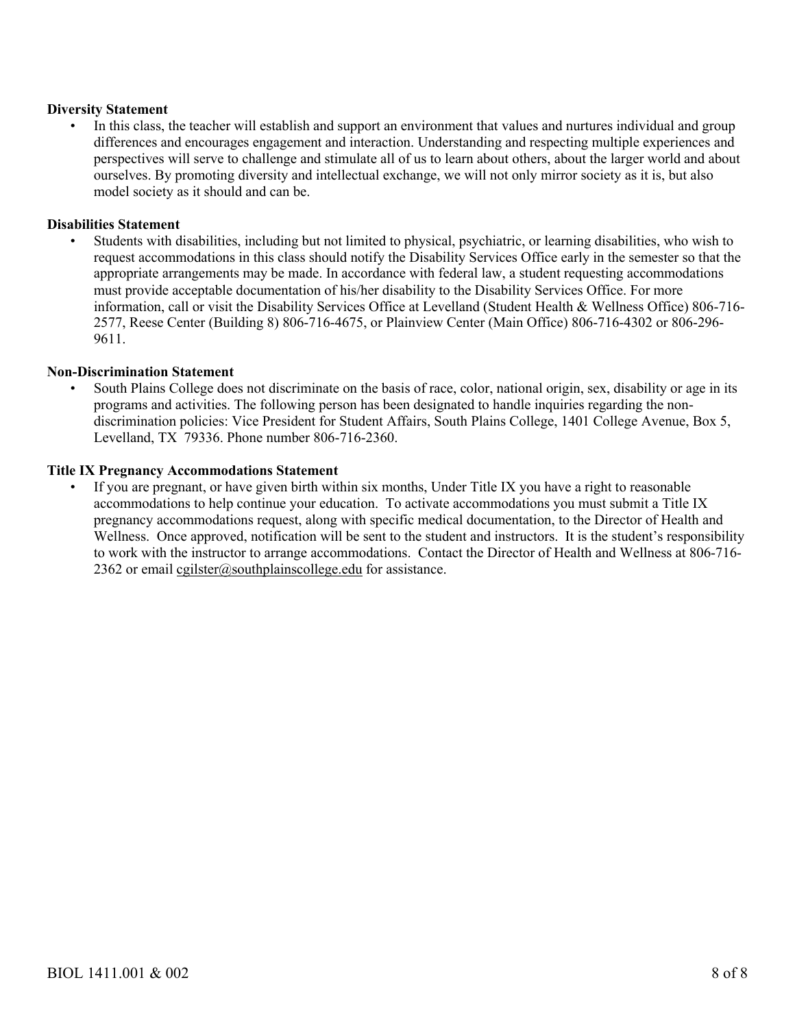**Diversity Statement**

- In this class, the teacher will establish and support an environment that values and nurtures individual and group differences and encourages engagement and interaction. Understanding and respecting multiple experiences and perspectives will serve to challenge and stimulate all of us to learn about others, about the larger world and about ourselves. By promoting diversity and intellectual exchange, we will not only mirror society as it is, but also model society as it should and can be.

**Disabilities Statement**

- Students with disabilities, including but not limited to physical, psychiatric, or learning disabilities, who wish to request accommodations in this class should notify the Disability Services Office early in the semester so that the appropriate arrangements may be made. In accordance with federal law, a student requesting accommodations must provide acceptable documentation of his/her disability to the Disability Services Office. For more information, call or visit the Disability Services Office at Levelland (Student Health & Wellness Office) 806-716-2577, Reese Center (Building 8) 806-716-4675, or Plainview Center (Main Office) 806-716-4302 or 806-296-9611.

**Non-Discrimination Statement**

- South Plains College does not discriminate on the basis of race, color, national origin, sex, disability or age in its programs and activities. The following person has been designated to handle inquiries regarding the non-discrimination policies: Vice President for Student Affairs, South Plains College, 1401 College Avenue, Box 5, Levelland, TX 79336. Phone number 806-716-2360.

**Title IX Pregnancy Accommodations Statement**

- If you are pregnant, or have given birth within six months, Under Title IX you have a right to reasonable accommodations to help continue your education. To activate accommodations you must submit a Title IX pregnancy accommodations request, along with specific medical documentation, to the Director of Health and Wellness. Once approved, notification will be sent to the student and instructors. It is the student's responsibility to work with the instructor to arrange accommodations. Contact the Director of Health and Wellness at 806-716-2362 or email cgilster@southplainscollege.edu for assistance.